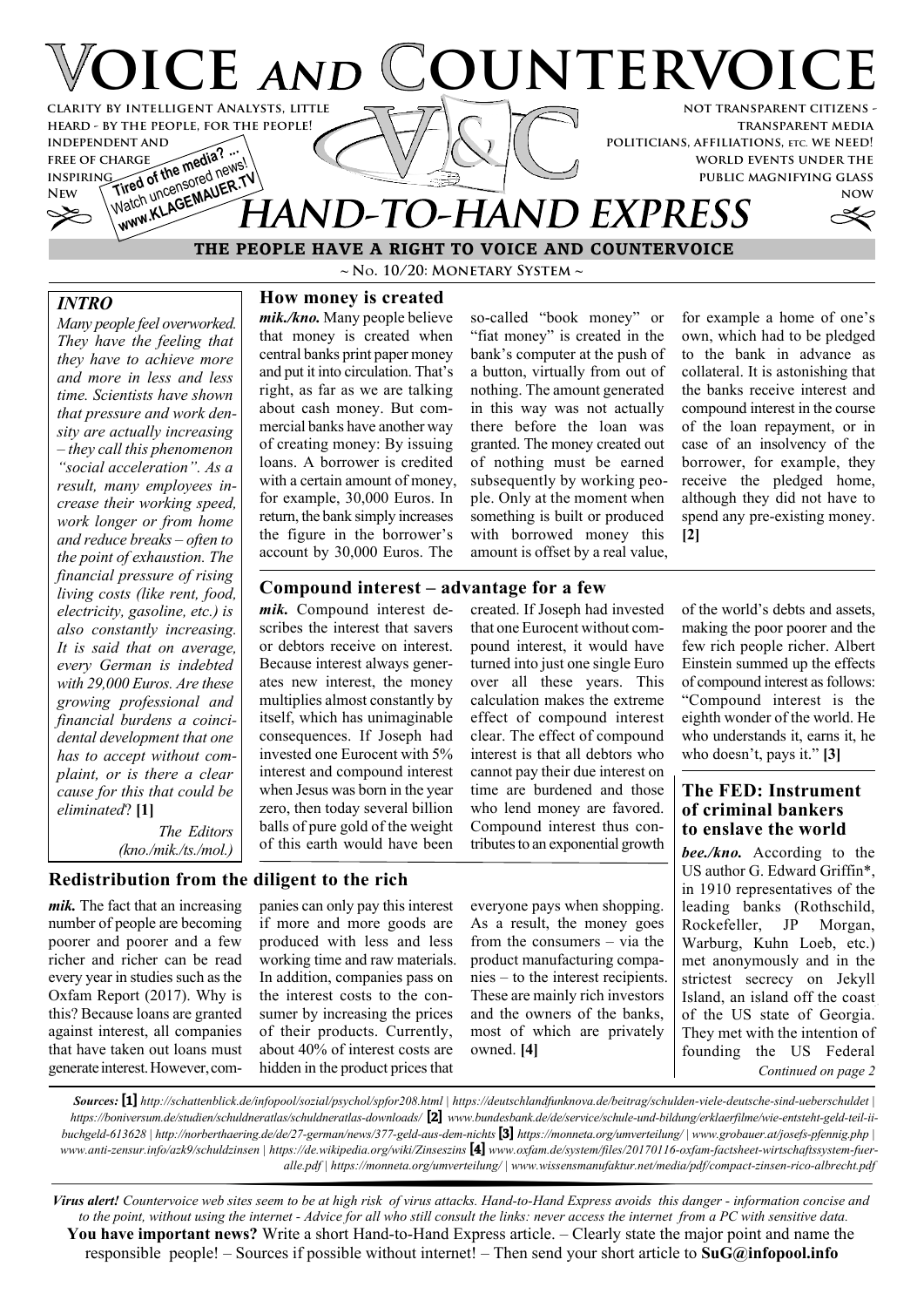# VOICE AND COUNTERVOICE

CLARITY BY INTELLIGENT ANALYSTS, LITTLE HEARD - BY THE PEOPLE, FOR THE PEOPLE! INDEPENDENT AND FREE OF CHARGE INSPIRING NEW

NOT TRANSPARENT CITIZENS - TRANSPARENT MEDIA POLITICIANS, AFFILIATIONS, ETC. WE NEED! WORLD EVENTS UNDER THE PUBLIC MAGNIFYING GLASS NOW

Tired of the media? ... Watch uncensored news! www.KLAGEMAUER.TV

## HAND-TO-HAND EXPRESS

**THE PEOPLE HAVE A RIGHT TO VOICE AND COUNTERVOICE**

~ No. 10/20: Monetary System ~

### INTRO

*Many people feel overworked. They have the feeling that they have to achieve more and more in less and less time. Scientists have shown that pressure and work density are actually increasing – they call this phenomenon "social acceleration". As a result, many employees increase their working speed, work longer or from home and reduce breaks – often to the point of exhaustion. The financial pressure of rising living costs (like rent, food, electricity, gasoline, etc.) is also constantly increasing. It is said that on average, every German is indebted with 29,000 Euros. Are these growing professional and financial burdens a coincidental development that one has to accept without complaint, or is there a clear cause for this that could be eliminated?* **[1]**

*The Editors (kno./mik./ts./mol.)*

### How money is created

***mik./kno.*** Many people believe that money is created when central banks print paper money and put it into circulation. That's right, as far as we are talking about cash money. But commercial banks have another way of creating money: By issuing loans. A borrower is credited with a certain amount of money, for example, 30,000 Euros. In return, the bank simply increases the figure in the borrower's account by 30,000 Euros. The so-called "book money" or "fiat money" is created in the bank's computer at the push of a button, virtually from out of nothing. The amount generated in this way was not actually there before the loan was granted. The money created out of nothing must be earned subsequently by working people. Only at the moment when something is built or produced with borrowed money this amount is offset by a real value, for example a home of one's own, which had to be pledged to the bank in advance as collateral. It is astonishing that the banks receive interest and compound interest in the course of the loan repayment, or in case of an insolvency of the borrower, for example, they receive the pledged home, although they did not have to spend any pre-existing money. **[2]**

### Compound interest – advantage for a few

***mik.*** Compound interest describes the interest that savers or debtors receive on interest. Because interest always generates new interest, the money multiplies almost constantly by itself, which has unimaginable consequences. If Joseph had invested one Eurocent with 5% interest and compound interest when Jesus was born in the year zero, then today several billion balls of pure gold of the weight of this earth would have been created. If Joseph had invested that one Eurocent without compound interest, it would have turned into just one single Euro over all these years. This calculation makes the extreme effect of compound interest clear. The effect of compound interest is that all debtors who cannot pay their due interest on time are burdened and those who lend money are favored. Compound interest thus contributes to an exponential growth of the world's debts and assets, making the poor poorer and the few rich people richer. Albert Einstein summed up the effects of compound interest as follows: "Compound interest is the eighth wonder of the world. He who understands it, earns it, he who doesn't, pays it." **[3]**

### Redistribution from the diligent to the rich

***mik.*** The fact that an increasing number of people are becoming poorer and poorer and a few richer and richer can be read every year in studies such as the Oxfam Report (2017). Why is this? Because loans are granted against interest, all companies that have taken out loans must generate interest. However, companies can only pay this interest if more and more goods are produced with less and less working time and raw materials. In addition, companies pass on the interest costs to the consumer by increasing the prices of their products. Currently, about 40% of interest costs are hidden in the product prices that everyone pays when shopping. As a result, the money goes from the consumers – via the product manufacturing companies – to the interest recipients. These are mainly rich investors and the owners of the banks, most of which are privately owned. **[4]**

### The FED: Instrument of criminal bankers to enslave the world

***bee./kno.*** According to the US author G. Edward Griffin*, in 1910 representatives of the leading banks (Rothschild, Rockefeller, JP Morgan, Warburg, Kuhn Loeb, etc.) met anonymously and in the strictest secrecy on Jekyll Island, an island off the coast of the US state of Georgia. They met with the intention of founding the US Federal

*Continued on page 2*

***Sources:*** **[1]** *http://schattenblick.de/infopool/sozial/psychol/spfor208.html | https://deutschlandfunknova.de/beitrag/schulden-viele-deutsche-sind-ueberschuldet | https://boniversum.de/studien/schuldneratlas/schuldneratlas-downloads/* **[2]** *www.bundesbank.de/de/service/schule-und-bildung/erklaerfilme/wie-entsteht-geld-teil-ii-buchgeld-613628 | http://norberthaering.de/de/27-german/news/377-geld-aus-dem-nichts* **[3]** *https://monneta.org/umverteilung/ | www.grobauer.at/josefs-pfennig.php | www.anti-zensur.info/azk9/schuldzinsen | https://de.wikipedia.org/wiki/Zinseszins* **[4]** *www.oxfam.de/system/files/20170116-oxfam-factsheet-wirtschaftssystem-fuer-alle.pdf | https://monneta.org/umverteilung/ | www.wissensmanufaktur.net/media/pdf/compact-zinsen-rico-albrecht.pdf*

***Virus alert!*** *Countervoice web sites seeme to be at high risk of virus attacks. Hand-to-Hand Express avoids this danger - information concise and to the point, without using the internet - Advice for all who still consult the links: never access the internet from a PC with sensitive data.*

**You have important news?** Write a short Hand-to-Hand Express article. – Clearly state the major point and name the responsible people! – Sources if possible without internet! – Then send your short article to **SuG@infopool.info**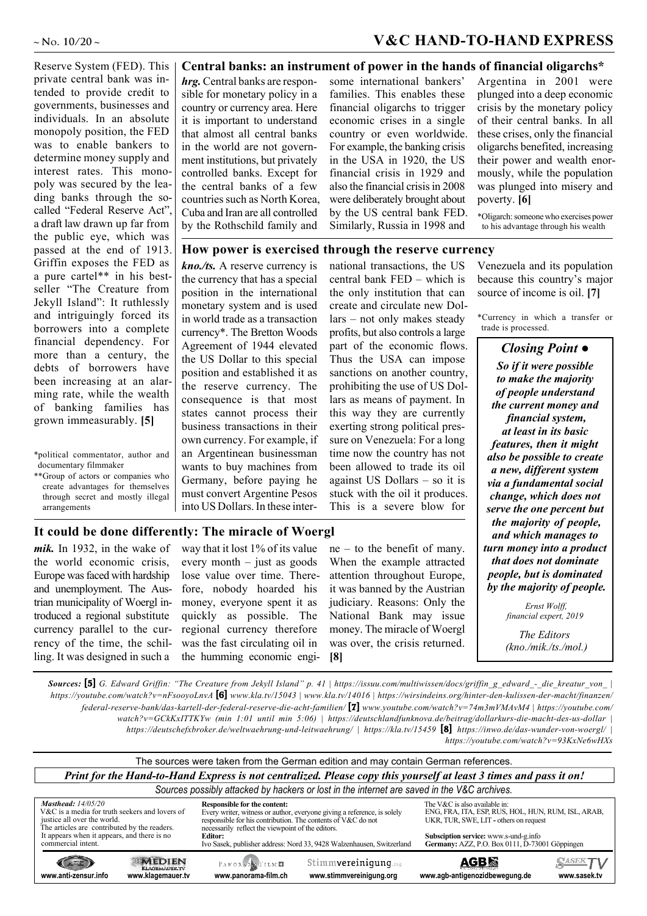Reserve System (FED). This private central bank was intended to provide credit to governments, businesses and individuals. In an absolute monopoly position, the FED was to enable bankers to determine money supply and interest rates. This monopoly was secured by the leading banks through the so-called "Federal Reserve Act", a draft law drawn up far from the public eye, which was passed at the end of 1913. Griffin exposes the FED as a pure cartel** in his bestseller "The Creature from Jekyll Island": It ruthlessly and intriguingly forced its borrowers into a complete financial dependency. For more than a century, the debts of borrowers have been increasing at an alarming rate, while the wealth of banking families has grown immeasurably. **[5]**

*political commentator, author and documentary filmmaker

**Group of actors or companies who create advantages for themselves through secret and mostly illegal arrangements

## Central banks: an instrument of power in the hands of financial oligarchs*

***hrg.*** Central banks are responsible for monetary policy in a country or currency area. Here it is important to understand that almost all central banks in the world are not government institutions, but privately controlled banks. Except for the central banks of a few countries such as North Korea, Cuba and Iran are all controlled by the Rothschild family and some international bankers' families. This enables these financial oligarchs to trigger economic crises in a single country or even worldwide. For example, the banking crisis in the USA in 1920, the US financial crisis in 1929 and also the financial crisis in 2008 were deliberately brought about by the US central bank FED. Similarly, Russia in 1998 and Argentina in 2001 were plunged into a deep economic crisis by the monetary policy of their central banks. In all these crises, only the financial oligarchs benefited, increasing their power and wealth enormously, while the population was plunged into misery and poverty. **[6]**

*Oligarch: someone who exercises power to his advantage through his wealth

## How power is exercised through the reserve currency

***kno./ts.*** A reserve currency is the currency that has a special position in the international monetary system and is used in world trade as a transaction currency*. The Bretton Woods Agreement of 1944 elevated the US Dollar to this special position and established it as the reserve currency. The consequence is that most states cannot process their business transactions in their own currency. For example, if an Argentinean businessman wants to buy machines from Germany, before paying he must convert Argentine Pesos into US Dollars. In these international transactions, the US central bank FED – which is the only institution that can create and circulate new Dollars – not only makes steady profits, but also controls a large part of the economic flows. Thus the USA can impose sanctions on another country, prohibiting the use of US Dollars as means of payment. In this way they are currently exerting strong political pressure on Venezuela: For a long time now the country has not been allowed to trade its oil against US Dollars – so it is stuck with the oil it produces. This is a severe blow for Venezuela and its population because this country's major source of income is oil. **[7]**

*Currency in which a transfer or trade is processed.

## It could be done differently: The miracle of Woergl

***mik.*** In 1932, in the wake of the world economic crisis, Europe was faced with hardship and unemployment. The Austrian municipality of Woergl introduced a regional substitute currency parallel to the currency of the time, the schilling. It was designed in such a way that it lost 1% of its value every month – just as goods lose value over time. Therefore, nobody hoarded his money, everyone spent it as quickly as possible. The regional currency therefore was the fast circulating oil in the humming economic engine – to the benefit of many. When the example attracted attention throughout Europe, it was banned by the Austrian judiciary. Reasons: Only the National Bank may issue money. The miracle of Woergl was over, the crisis returned. **[8]**

### *Closing Point •*

***So if it were possible to make the majority of people understand the current money and financial system, at least in its basic features, then it might also be possible to create a new, different system via a fundamental social change, which does not serve the one percent but the majority of people, and which manages to turn money into a product that does not dominate people, but is dominated by the majority of people.***

*Ernst Wolff, financial expert, 2019*

*The Editors (kno./mik./ts./mol.)*

***Sources:*** **[5]** *G. Edward Griffin: "The Creature from Jekyll Island" p. 41 | https://issuu.com/multiwissen/docs/griffin_g_edward_-_die_kreatur_von_ | https://youtube.com/watch?v=nFsooyoLnvA* **[6]** *www.kla.tv/15043 | www.kla.tv/14016 | https://wirsindeins.org/hinter-den-kulissen-der-macht/finanzen/federal-reserve-bank/das-kartell-der-federal-reserve-die-acht-familien/* **[7]** *www.youtube.com/watch?v=74m3mVMAvM4 | https://youtube.com/watch?v=GCkKxITTKYw (min 1:01 until min 5:06) | https://deutschlandfunknova.de/beitrag/dollarkurs-die-macht-des-us-dollar | https://deutschefxbroker.de/weltwaehrung-und-leitwaehrung/ | https://kla.tv/15459* **[8]** *https://inwo.de/das-wunder-von-woergl/ | https://youtube.com/watch?v=93KxNe6wHXs*

The sources were taken from the German edition and may contain German references.

***Print for the Hand-to-Hand Express is not centralized. Please copy this yourself at least 3 times and pass it on!***

*Sources possibly attacked by hackers or lost in the internet are saved in the V&C archives.*

***Masthead:*** *14/05/20*
V&C is a media for truth seekers and lovers of justice all over the world.
The articles are contributed by the readers.
It appears when it appears, and there is no commercial intent.

**Responsible for the content:**
Every writer, witness or author, everyone giving a reference, is solely responsible for his contribution. The contents of V&C do not necessarily reflect the viewpoint of the editors.
**Editor:**
Ivo Sasek, publisher address: Nord 33, 9428 Walzenhausen, Switzerland

The V&C is also available in:
ENG, FRA, ITA, ESP, RUS, HOL, HUN, RUM, ISL, ARAB, UKR, TUR, SWE, LIT - others on request

**Subsciption service:** www.s-und-g.info
**Germany:** AZZ, P.O. Box 0111, D-73001 Göppingen

www.anti-zensur.info | www.klagemauer.tv | www.panorama-film.ch | www.stimmvereinigung.org | www.agb-antigenozidbewegung.de | www.sasek.tv